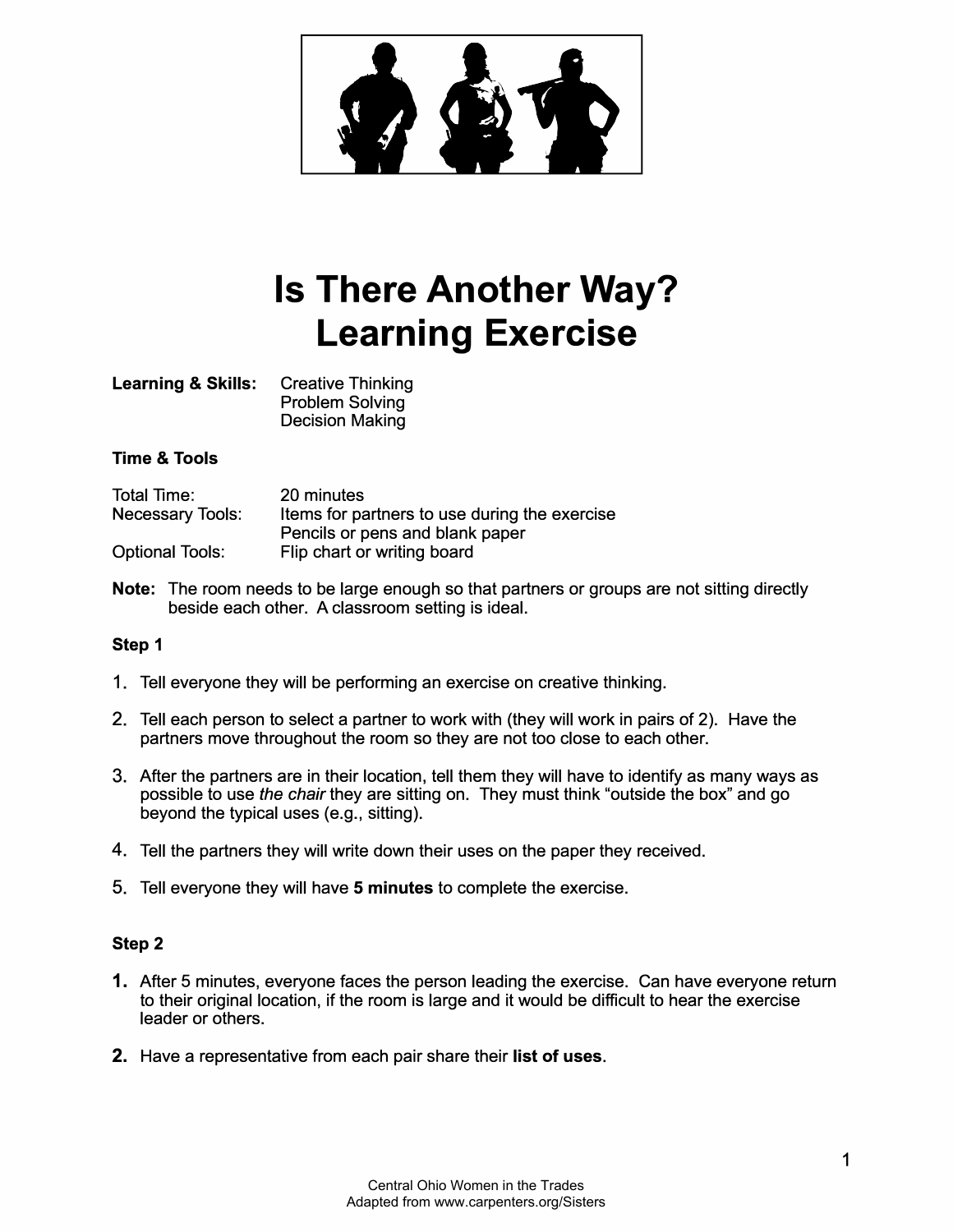# Is There Another Way? Learning Exercise

**Learning & Skills:** Creative Thinking
Problem Solving
Decision Making

**Time & Tools**

Total Time: 20 minutes
Necessary Tools: Items for partners to use during the exercise
Pencils or pens and blank paper
Optional Tools: Flip chart or writing board

**Note:** The room needs to be large enough so that partners or groups are not sitting directly beside each other. A classroom setting is ideal.

**Step 1**

1. Tell everyone they will be performing an exercise on creative thinking.
2. Tell each person to select a partner to work with (they will work in pairs of 2). Have the partners move throughout the room so they are not too close to each other.
3. After the partners are in their location, tell them they will have to identify as many ways as possible to use *the chair* they are sitting on. They must think "outside the box" and go beyond the typical uses (e.g., sitting).
4. Tell the partners they will write down their uses on the paper they received.
5. Tell everyone they will have **5 minutes** to complete the exercise.

**Step 2**

1. After 5 minutes, everyone faces the person leading the exercise. Can have everyone return to their original location, if the room is large and it would be difficult to hear the exercise leader or others.
2. Have a representative from each pair share their **list of uses**.

Central Ohio Women in the Trades
Adapted from www.carpenters.org/Sisters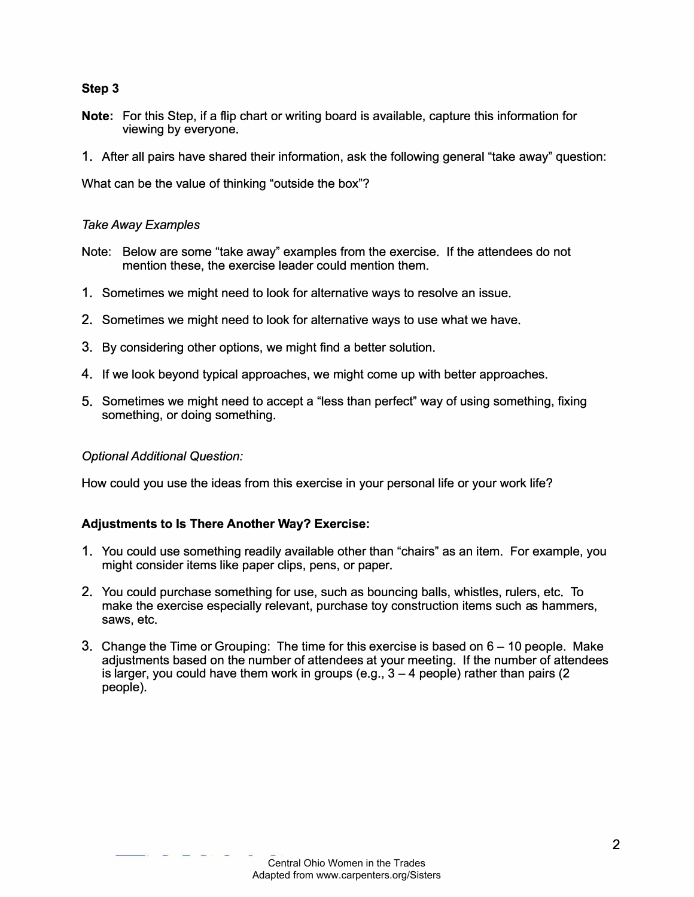**Step 3**

**Note:** For this Step, if a flip chart or writing board is available, capture this information for viewing by everyone.

1. After all pairs have shared their information, ask the following general "take away" question:

What can be the value of thinking "outside the box"?

*Take Away Examples*

Note: Below are some "take away" examples from the exercise. If the attendees do not mention these, the exercise leader could mention them.

1. Sometimes we might need to look for alternative ways to resolve an issue.
2. Sometimes we might need to look for alternative ways to use what we have.
3. By considering other options, we might find a better solution.
4. If we look beyond typical approaches, we might come up with better approaches.
5. Sometimes we might need to accept a "less than perfect" way of using something, fixing something, or doing something.

*Optional Additional Question:*

How could you use the ideas from this exercise in your personal life or your work life?

**Adjustments to Is There Another Way? Exercise:**

1. You could use something readily available other than "chairs" as an item. For example, you might consider items like paper clips, pens, or paper.
2. You could purchase something for use, such as bouncing balls, whistles, rulers, etc. To make the exercise especially relevant, purchase toy construction items such as hammers, saws, etc.
3. Change the Time or Grouping: The time for this exercise is based on 6 – 10 people. Make adjustments based on the number of attendees at your meeting. If the number of attendees is larger, you could have them work in groups (e.g., 3 – 4 people) rather than pairs (2 people).